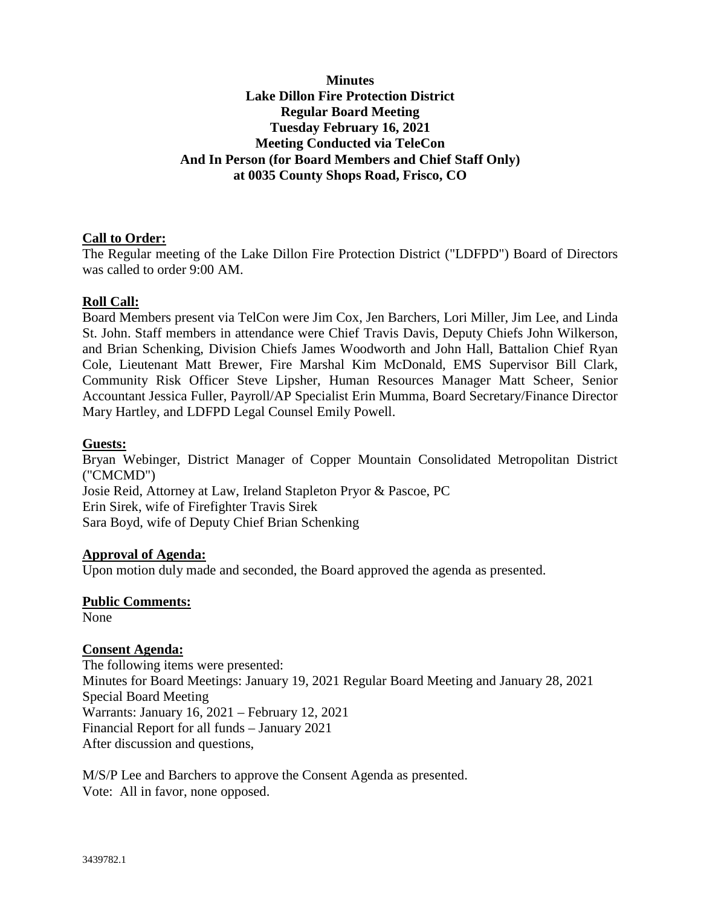**Minutes**
**Lake Dillon Fire Protection District**
**Regular Board Meeting**
**Tuesday February 16, 2021**
**Meeting Conducted via TeleCon**
**And In Person (for Board Members and Chief Staff Only)**
**at 0035 County Shops Road, Frisco, CO**

**Call to Order:**

The Regular meeting of the Lake Dillon Fire Protection District ("LDFPD") Board of Directors was called to order 9:00 AM.

**Roll Call:**

Board Members present via TelCon were Jim Cox, Jen Barchers, Lori Miller, Jim Lee, and Linda St. John. Staff members in attendance were Chief Travis Davis, Deputy Chiefs John Wilkerson, and Brian Schenking, Division Chiefs James Woodworth and John Hall, Battalion Chief Ryan Cole, Lieutenant Matt Brewer, Fire Marshal Kim McDonald, EMS Supervisor Bill Clark, Community Risk Officer Steve Lipsher, Human Resources Manager Matt Scheer, Senior Accountant Jessica Fuller, Payroll/AP Specialist Erin Mumma, Board Secretary/Finance Director Mary Hartley, and LDFPD Legal Counsel Emily Powell.

**Guests:**

Bryan Webinger, District Manager of Copper Mountain Consolidated Metropolitan District ("CMCMD")
Josie Reid, Attorney at Law, Ireland Stapleton Pryor & Pascoe, PC
Erin Sirek, wife of Firefighter Travis Sirek
Sara Boyd, wife of Deputy Chief Brian Schenking

**Approval of Agenda:**

Upon motion duly made and seconded, the Board approved the agenda as presented.

**Public Comments:**

None

**Consent Agenda:**

The following items were presented:
Minutes for Board Meetings: January 19, 2021 Regular Board Meeting and January 28, 2021 Special Board Meeting
Warrants: January 16, 2021 – February 12, 2021
Financial Report for all funds – January 2021
After discussion and questions,

M/S/P Lee and Barchers to approve the Consent Agenda as presented.
Vote: All in favor, none opposed.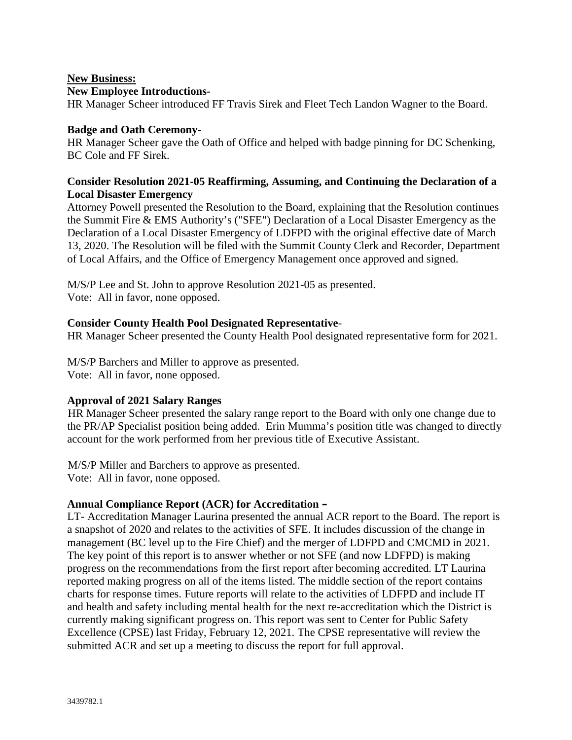**New Business:**

**New Employee Introductions-**

HR Manager Scheer introduced FF Travis Sirek and Fleet Tech Landon Wagner to the Board.

**Badge and Oath Ceremony**-

HR Manager Scheer gave the Oath of Office and helped with badge pinning for DC Schenking, BC Cole and FF Sirek.

**Consider Resolution 2021-05 Reaffirming, Assuming, and Continuing the Declaration of a Local Disaster Emergency**

Attorney Powell presented the Resolution to the Board, explaining that the Resolution continues the Summit Fire & EMS Authority's ("SFE") Declaration of a Local Disaster Emergency as the Declaration of a Local Disaster Emergency of LDFPD with the original effective date of March 13, 2020. The Resolution will be filed with the Summit County Clerk and Recorder, Department of Local Affairs, and the Office of Emergency Management once approved and signed.

M/S/P Lee and St. John to approve Resolution 2021-05 as presented.
Vote: All in favor, none opposed.

**Consider County Health Pool Designated Representative**-

HR Manager Scheer presented the County Health Pool designated representative form for 2021.

M/S/P Barchers and Miller to approve as presented.
Vote: All in favor, none opposed.

**Approval of 2021 Salary Ranges**

HR Manager Scheer presented the salary range report to the Board with only one change due to the PR/AP Specialist position being added. Erin Mumma's position title was changed to directly account for the work performed from her previous title of Executive Assistant.

M/S/P Miller and Barchers to approve as presented.
Vote: All in favor, none opposed.

**Annual Compliance Report (ACR) for Accreditation –**

LT- Accreditation Manager Laurina presented the annual ACR report to the Board. The report is a snapshot of 2020 and relates to the activities of SFE. It includes discussion of the change in management (BC level up to the Fire Chief) and the merger of LDFPD and CMCMD in 2021. The key point of this report is to answer whether or not SFE (and now LDFPD) is making progress on the recommendations from the first report after becoming accredited. LT Laurina reported making progress on all of the items listed. The middle section of the report contains charts for response times. Future reports will relate to the activities of LDFPD and include IT and health and safety including mental health for the next re-accreditation which the District is currently making significant progress on. This report was sent to Center for Public Safety Excellence (CPSE) last Friday, February 12, 2021. The CPSE representative will review the submitted ACR and set up a meeting to discuss the report for full approval.

3439782.1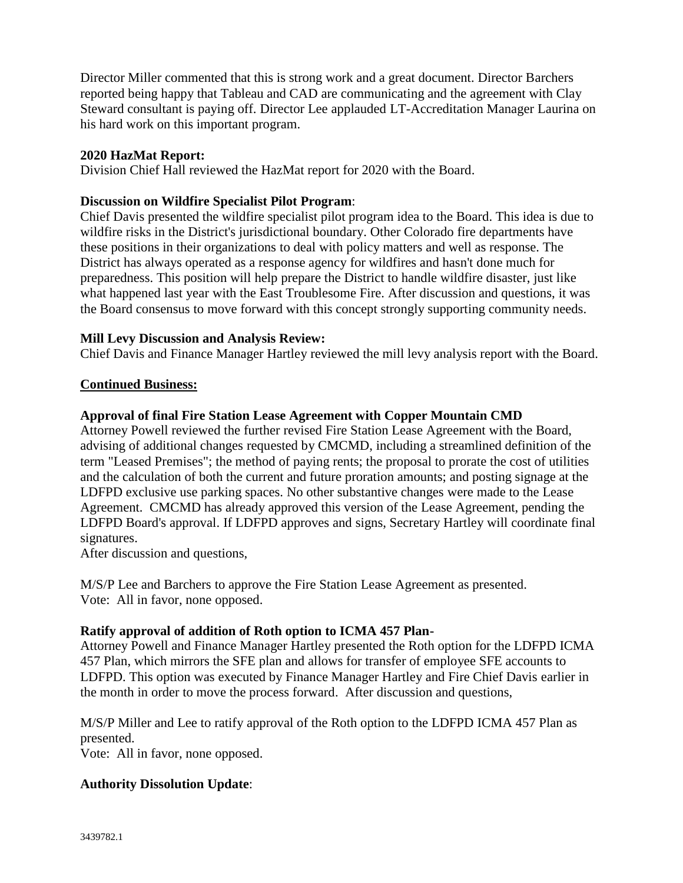Director Miller commented that this is strong work and a great document. Director Barchers reported being happy that Tableau and CAD are communicating and the agreement with Clay Steward consultant is paying off. Director Lee applauded LT-Accreditation Manager Laurina on his hard work on this important program.

**2020 HazMat Report:**

Division Chief Hall reviewed the HazMat report for 2020 with the Board.

**Discussion on Wildfire Specialist Pilot Program**:

Chief Davis presented the wildfire specialist pilot program idea to the Board. This idea is due to wildfire risks in the District's jurisdictional boundary. Other Colorado fire departments have these positions in their organizations to deal with policy matters and well as response. The District has always operated as a response agency for wildfires and hasn't done much for preparedness. This position will help prepare the District to handle wildfire disaster, just like what happened last year with the East Troublesome Fire. After discussion and questions, it was the Board consensus to move forward with this concept strongly supporting community needs.

**Mill Levy Discussion and Analysis Review:**

Chief Davis and Finance Manager Hartley reviewed the mill levy analysis report with the Board.

**Continued Business:**

**Approval of final Fire Station Lease Agreement with Copper Mountain CMD**

Attorney Powell reviewed the further revised Fire Station Lease Agreement with the Board, advising of additional changes requested by CMCMD, including a streamlined definition of the term "Leased Premises"; the method of paying rents; the proposal to prorate the cost of utilities and the calculation of both the current and future proration amounts; and posting signage at the LDFPD exclusive use parking spaces. No other substantive changes were made to the Lease Agreement. CMCMD has already approved this version of the Lease Agreement, pending the LDFPD Board's approval. If LDFPD approves and signs, Secretary Hartley will coordinate final signatures.

After discussion and questions,

M/S/P Lee and Barchers to approve the Fire Station Lease Agreement as presented.
Vote: All in favor, none opposed.

**Ratify approval of addition of Roth option to ICMA 457 Plan-**

Attorney Powell and Finance Manager Hartley presented the Roth option for the LDFPD ICMA 457 Plan, which mirrors the SFE plan and allows for transfer of employee SFE accounts to LDFPD. This option was executed by Finance Manager Hartley and Fire Chief Davis earlier in the month in order to move the process forward. After discussion and questions,

M/S/P Miller and Lee to ratify approval of the Roth option to the LDFPD ICMA 457 Plan as presented.
Vote: All in favor, none opposed.

**Authority Dissolution Update**: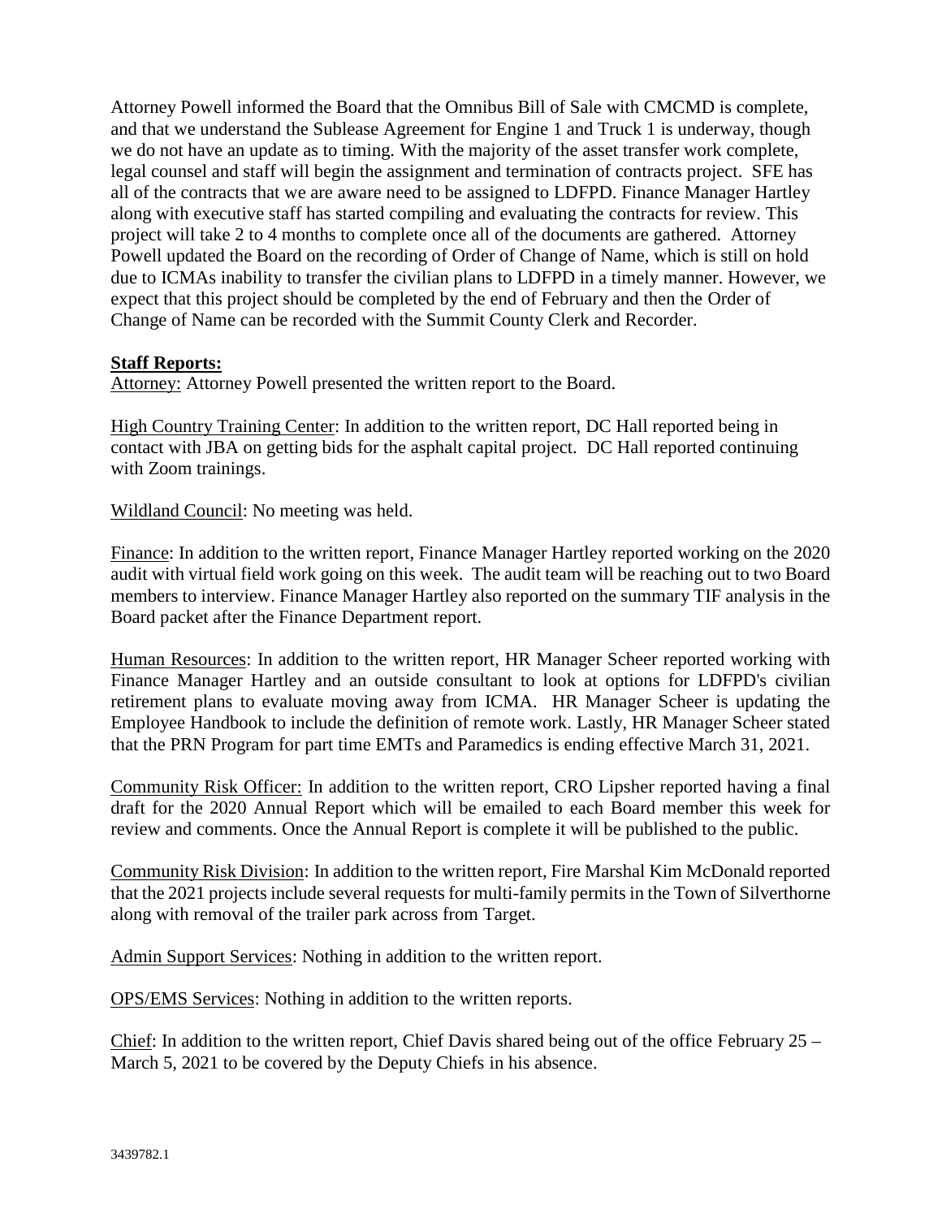Attorney Powell informed the Board that the Omnibus Bill of Sale with CMCMD is complete, and that we understand the Sublease Agreement for Engine 1 and Truck 1 is underway, though we do not have an update as to timing. With the majority of the asset transfer work complete, legal counsel and staff will begin the assignment and termination of contracts project. SFE has all of the contracts that we are aware need to be assigned to LDFPD. Finance Manager Hartley along with executive staff has started compiling and evaluating the contracts for review. This project will take 2 to 4 months to complete once all of the documents are gathered. Attorney Powell updated the Board on the recording of Order of Change of Name, which is still on hold due to ICMAs inability to transfer the civilian plans to LDFPD in a timely manner. However, we expect that this project should be completed by the end of February and then the Order of Change of Name can be recorded with the Summit County Clerk and Recorder.

**Staff Reports:**

Attorney: Attorney Powell presented the written report to the Board.

High Country Training Center: In addition to the written report, DC Hall reported being in contact with JBA on getting bids for the asphalt capital project. DC Hall reported continuing with Zoom trainings.

Wildland Council: No meeting was held.

Finance: In addition to the written report, Finance Manager Hartley reported working on the 2020 audit with virtual field work going on this week. The audit team will be reaching out to two Board members to interview. Finance Manager Hartley also reported on the summary TIF analysis in the Board packet after the Finance Department report.

Human Resources: In addition to the written report, HR Manager Scheer reported working with Finance Manager Hartley and an outside consultant to look at options for LDFPD's civilian retirement plans to evaluate moving away from ICMA. HR Manager Scheer is updating the Employee Handbook to include the definition of remote work. Lastly, HR Manager Scheer stated that the PRN Program for part time EMTs and Paramedics is ending effective March 31, 2021.

Community Risk Officer: In addition to the written report, CRO Lipsher reported having a final draft for the 2020 Annual Report which will be emailed to each Board member this week for review and comments. Once the Annual Report is complete it will be published to the public.

Community Risk Division: In addition to the written report, Fire Marshal Kim McDonald reported that the 2021 projects include several requests for multi-family permits in the Town of Silverthorne along with removal of the trailer park across from Target.

Admin Support Services: Nothing in addition to the written report.

OPS/EMS Services: Nothing in addition to the written reports.

Chief: In addition to the written report, Chief Davis shared being out of the office February 25 – March 5, 2021 to be covered by the Deputy Chiefs in his absence.

3439782.1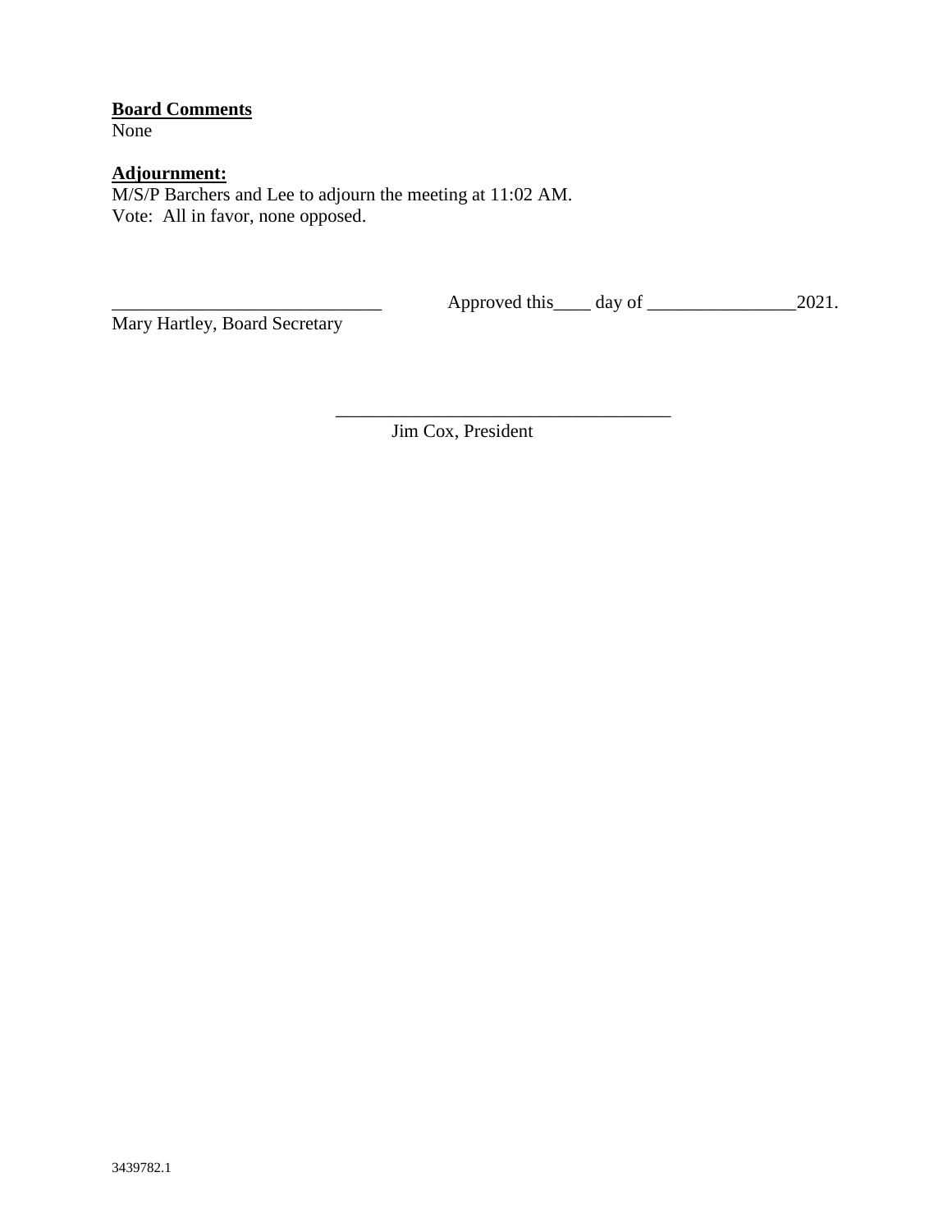**Board Comments**
None

**Adjournment:**
M/S/P Barchers and Lee to adjourn the meeting at 11:02 AM.
Vote: All in favor, none opposed.

_____________________________ Approved this____ day of ________________2021.
Mary Hartley, Board Secretary

____________________________________
Jim Cox, President

3439782.1